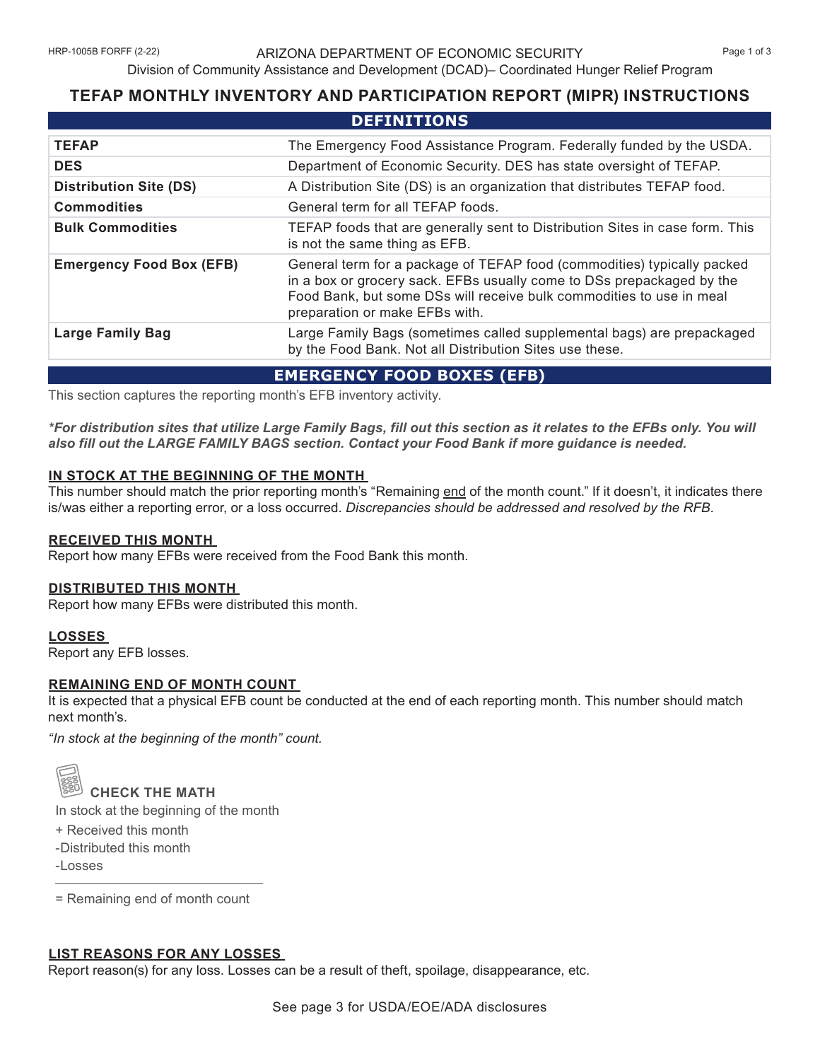ARIZONA DEPARTMENT OF ECONOMIC SECURITY

Division of Community Assistance and Development (DCAD)– Coordinated Hunger Relief Program

# TEFAP MONTHLY INVENTORY AND PARTICIPATION REPORT (MIPR) INSTRUCTIONS

## DEFINITIONS

| Term | Definition |
|---|---|
| **TEFAP** | The Emergency Food Assistance Program. Federally funded by the USDA. |
| **DES** | Department of Economic Security. DES has state oversight of TEFAP. |
| **Distribution Site (DS)** | A Distribution Site (DS) is an organization that distributes TEFAP food. |
| **Commodities** | General term for all TEFAP foods. |
| **Bulk Commodities** | TEFAP foods that are generally sent to Distribution Sites in case form. This is not the same thing as EFB. |
| **Emergency Food Box (EFB)** | General term for a package of TEFAP food (commodities) typically packed in a box or grocery sack. EFBs usually come to DSs prepackaged by the Food Bank, but some DSs will receive bulk commodities to use in meal preparation or make EFBs with. |
| **Large Family Bag** | Large Family Bags (sometimes called supplemental bags) are prepackaged by the Food Bank. Not all Distribution Sites use these. |

## EMERGENCY FOOD BOXES (EFB)

This section captures the reporting month's EFB inventory activity.

***For distribution sites that utilize Large Family Bags, fill out this section as it relates to the EFBs only. You will also fill out the LARGE FAMILY BAGS section. Contact your Food Bank if more guidance is needed.***

### IN STOCK AT THE BEGINNING OF THE MONTH

This number should match the prior reporting month's "Remaining end of the month count." If it doesn't, it indicates there is/was either a reporting error, or a loss occurred. *Discrepancies should be addressed and resolved by the RFB.*

### RECEIVED THIS MONTH

Report how many EFBs were received from the Food Bank this month.

### DISTRIBUTED THIS MONTH

Report how many EFBs were distributed this month.

### LOSSES

Report any EFB losses.

### REMAINING END OF MONTH COUNT

It is expected that a physical EFB count be conducted at the end of each reporting month. This number should match next month's.

*"In stock at the beginning of the month" count.*

**CHECK THE MATH**

In stock at the beginning of the month
+ Received this month
-Distributed this month
-Losses

= Remaining end of month count

### LIST REASONS FOR ANY LOSSES

Report reason(s) for any loss. Losses can be a result of theft, spoilage, disappearance, etc.

See page 3 for USDA/EOE/ADA disclosures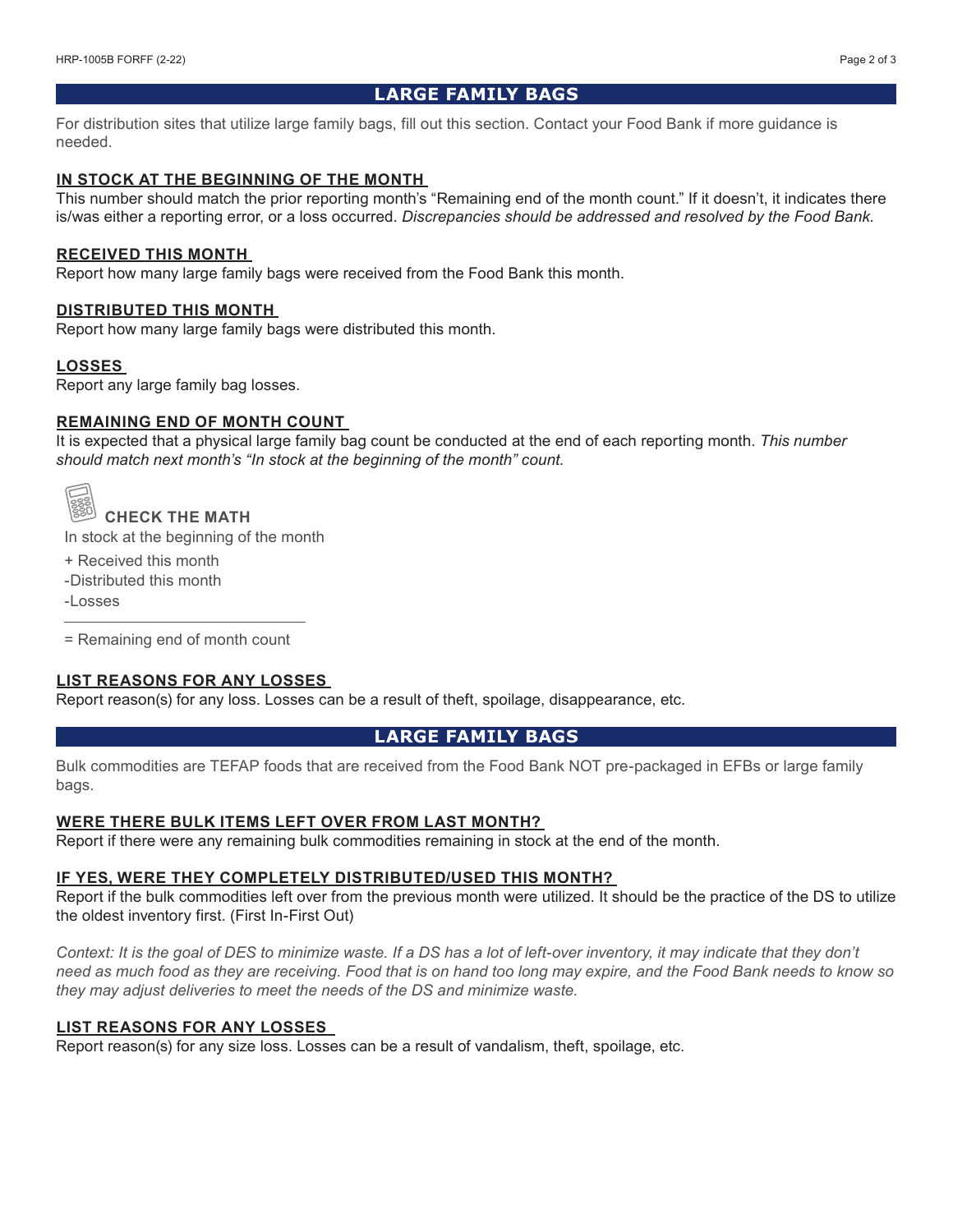## LARGE FAMILY BAGS

For distribution sites that utilize large family bags, fill out this section. Contact your Food Bank if more guidance is needed.

### IN STOCK AT THE BEGINNING OF THE MONTH

This number should match the prior reporting month's "Remaining end of the month count." If it doesn't, it indicates there is/was either a reporting error, or a loss occurred. *Discrepancies should be addressed and resolved by the Food Bank.*

### RECEIVED THIS MONTH

Report how many large family bags were received from the Food Bank this month.

### DISTRIBUTED THIS MONTH

Report how many large family bags were distributed this month.

### LOSSES

Report any large family bag losses.

### REMAINING END OF MONTH COUNT

It is expected that a physical large family bag count be conducted at the end of each reporting month. *This number should match next month's "In stock at the beginning of the month" count.*

**CHECK THE MATH**

In stock at the beginning of the month
+ Received this month
-Distributed this month
-Losses

= Remaining end of month count

### LIST REASONS FOR ANY LOSSES

Report reason(s) for any loss. Losses can be a result of theft, spoilage, disappearance, etc.

## LARGE FAMILY BAGS

Bulk commodities are TEFAP foods that are received from the Food Bank NOT pre-packaged in EFBs or large family bags.

### WERE THERE BULK ITEMS LEFT OVER FROM LAST MONTH?

Report if there were any remaining bulk commodities remaining in stock at the end of the month.

### IF YES, WERE THEY COMPLETELY DISTRIBUTED/USED THIS MONTH?

Report if the bulk commodities left over from the previous month were utilized. It should be the practice of the DS to utilize the oldest inventory first. (First In-First Out)

*Context: It is the goal of DES to minimize waste. If a DS has a lot of left-over inventory, it may indicate that they don't need as much food as they are receiving. Food that is on hand too long may expire, and the Food Bank needs to know so they may adjust deliveries to meet the needs of the DS and minimize waste.*

### LIST REASONS FOR ANY LOSSES

Report reason(s) for any size loss. Losses can be a result of vandalism, theft, spoilage, etc.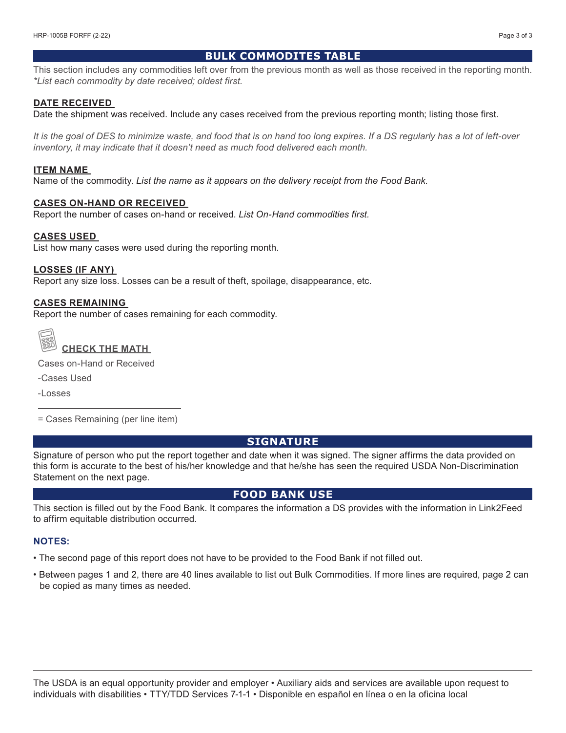## BULK COMMODITES TABLE

This section includes any commodities left over from the previous month as well as those received in the reporting month. *\*List each commodity by date received; oldest first.*

**DATE RECEIVED**

Date the shipment was received. Include any cases received from the previous reporting month; listing those first.

*It is the goal of DES to minimize waste, and food that is on hand too long expires. If a DS regularly has a lot of left-over inventory, it may indicate that it doesn't need as much food delivered each month.*

**ITEM NAME**

Name of the commodity. *List the name as it appears on the delivery receipt from the Food Bank.*

**CASES ON-HAND OR RECEIVED**

Report the number of cases on-hand or received. *List On-Hand commodities first.*

**CASES USED**

List how many cases were used during the reporting month.

**LOSSES (IF ANY)**

Report any size loss. Losses can be a result of theft, spoilage, disappearance, etc.

**CASES REMAINING**

Report the number of cases remaining for each commodity.

**CHECK THE MATH**

Cases on-Hand or Received

-Cases Used

-Losses

---

= Cases Remaining (per line item)

## SIGNATURE

Signature of person who put the report together and date when it was signed. The signer affirms the data provided on this form is accurate to the best of his/her knowledge and that he/she has seen the required USDA Non-Discrimination Statement on the next page.

## FOOD BANK USE

This section is filled out by the Food Bank. It compares the information a DS provides with the information in Link2Feed to affirm equitable distribution occurred.

**NOTES:**

- The second page of this report does not have to be provided to the Food Bank if not filled out.
- Between pages 1 and 2, there are 40 lines available to list out Bulk Commodities. If more lines are required, page 2 can be copied as many times as needed.

The USDA is an equal opportunity provider and employer • Auxiliary aids and services are available upon request to individuals with disabilities • TTY/TDD Services 7-1-1 • Disponible en español en línea o en la oficina local